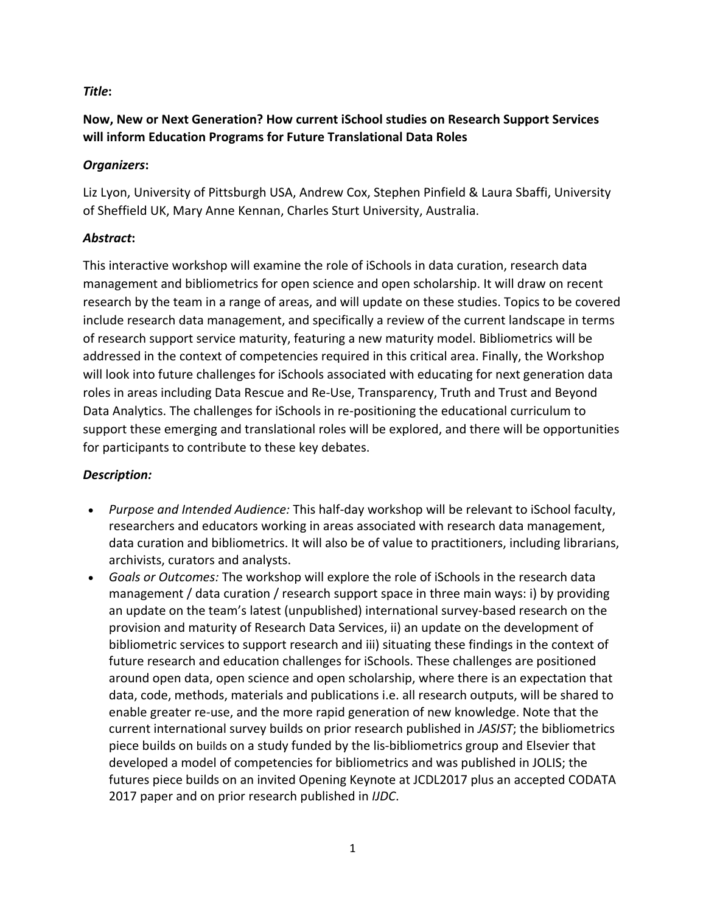***Title*:**

**Now, New or Next Generation? How current iSchool studies on Research Support Services will inform Education Programs for Future Translational Data Roles**

***Organizers*:**

Liz Lyon, University of Pittsburgh USA, Andrew Cox, Stephen Pinfield & Laura Sbaffi, University of Sheffield UK, Mary Anne Kennan, Charles Sturt University, Australia.

***Abstract*:**

This interactive workshop will examine the role of iSchools in data curation, research data management and bibliometrics for open science and open scholarship. It will draw on recent research by the team in a range of areas, and will update on these studies. Topics to be covered include research data management, and specifically a review of the current landscape in terms of research support service maturity, featuring a new maturity model. Bibliometrics will be addressed in the context of competencies required in this critical area. Finally, the Workshop will look into future challenges for iSchools associated with educating for next generation data roles in areas including Data Rescue and Re-Use, Transparency, Truth and Trust and Beyond Data Analytics. The challenges for iSchools in re-positioning the educational curriculum to support these emerging and translational roles will be explored, and there will be opportunities for participants to contribute to these key debates.

***Description:***

- *Purpose and Intended Audience:* This half-day workshop will be relevant to iSchool faculty, researchers and educators working in areas associated with research data management, data curation and bibliometrics. It will also be of value to practitioners, including librarians, archivists, curators and analysts.
- *Goals or Outcomes:* The workshop will explore the role of iSchools in the research data management / data curation / research support space in three main ways: i) by providing an update on the team's latest (unpublished) international survey-based research on the provision and maturity of Research Data Services, ii) an update on the development of bibliometric services to support research and iii) situating these findings in the context of future research and education challenges for iSchools. These challenges are positioned around open data, open science and open scholarship, where there is an expectation that data, code, methods, materials and publications i.e. all research outputs, will be shared to enable greater re-use, and the more rapid generation of new knowledge. Note that the current international survey builds on prior research published in *JASIST*; the bibliometrics piece builds on builds on a study funded by the lis-bibliometrics group and Elsevier that developed a model of competencies for bibliometrics and was published in JOLIS; the futures piece builds on an invited Opening Keynote at JCDL2017 plus an accepted CODATA 2017 paper and on prior research published in *IJDC*.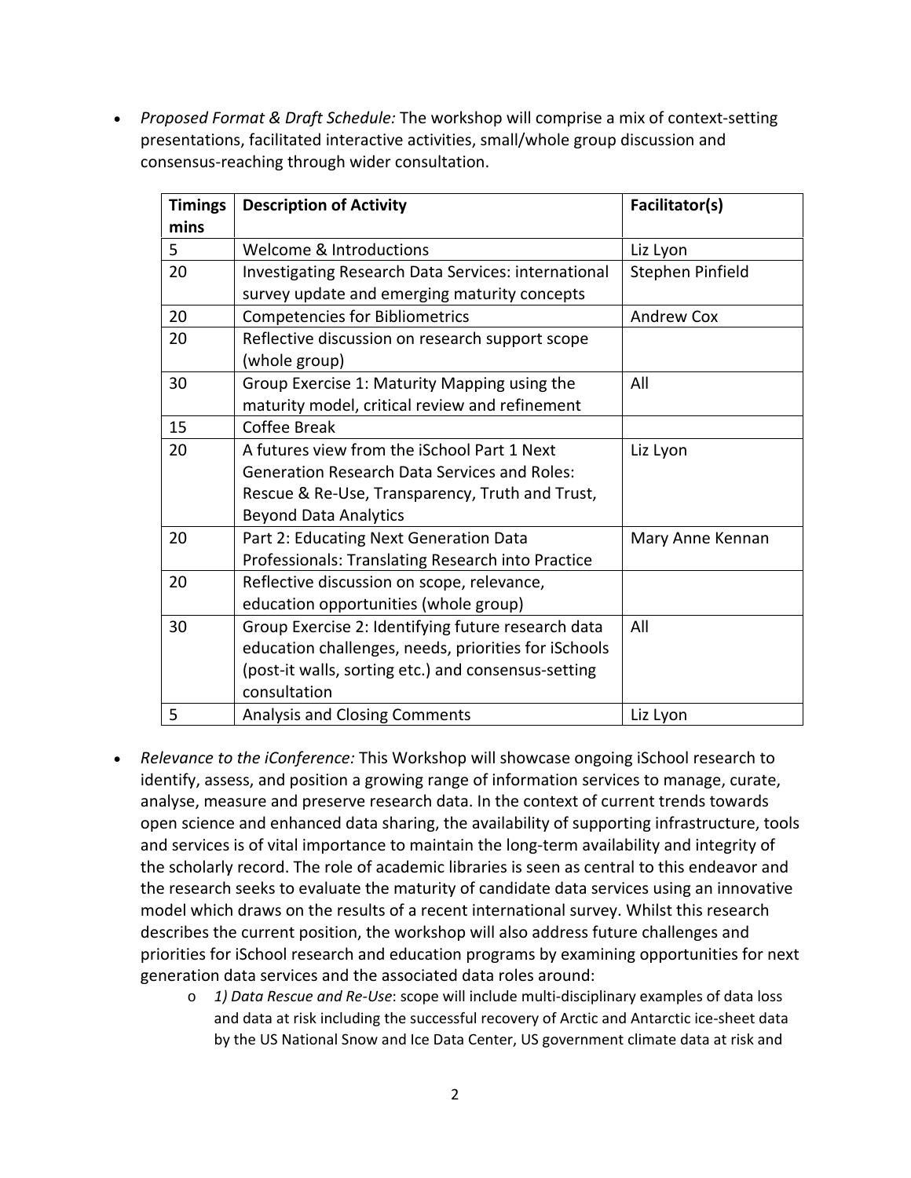- *Proposed Format & Draft Schedule:* The workshop will comprise a mix of context-setting presentations, facilitated interactive activities, small/whole group discussion and consensus-reaching through wider consultation.

| Timings mins | Description of Activity | Facilitator(s) |
|---|---|---|
| 5 | Welcome & Introductions | Liz Lyon |
| 20 | Investigating Research Data Services: international survey update and emerging maturity concepts | Stephen Pinfield |
| 20 | Competencies for Bibliometrics | Andrew Cox |
| 20 | Reflective discussion on research support scope (whole group) | |
| 30 | Group Exercise 1: Maturity Mapping using the maturity model, critical review and refinement | All |
| 15 | Coffee Break | |
| 20 | A futures view from the iSchool Part 1 Next Generation Research Data Services and Roles: Rescue & Re-Use, Transparency, Truth and Trust, Beyond Data Analytics | Liz Lyon |
| 20 | Part 2: Educating Next Generation Data Professionals: Translating Research into Practice | Mary Anne Kennan |
| 20 | Reflective discussion on scope, relevance, education opportunities (whole group) | |
| 30 | Group Exercise 2: Identifying future research data education challenges, needs, priorities for iSchools (post-it walls, sorting etc.) and consensus-setting consultation | All |
| 5 | Analysis and Closing Comments | Liz Lyon |

- *Relevance to the iConference:* This Workshop will showcase ongoing iSchool research to identify, assess, and position a growing range of information services to manage, curate, analyse, measure and preserve research data. In the context of current trends towards open science and enhanced data sharing, the availability of supporting infrastructure, tools and services is of vital importance to maintain the long-term availability and integrity of the scholarly record. The role of academic libraries is seen as central to this endeavor and the research seeks to evaluate the maturity of candidate data services using an innovative model which draws on the results of a recent international survey. Whilst this research describes the current position, the workshop will also address future challenges and priorities for iSchool research and education programs by examining opportunities for next generation data services and the associated data roles around:
    - *1) Data Rescue and Re-Use*: scope will include multi-disciplinary examples of data loss and data at risk including the successful recovery of Arctic and Antarctic ice-sheet data by the US National Snow and Ice Data Center, US government climate data at risk and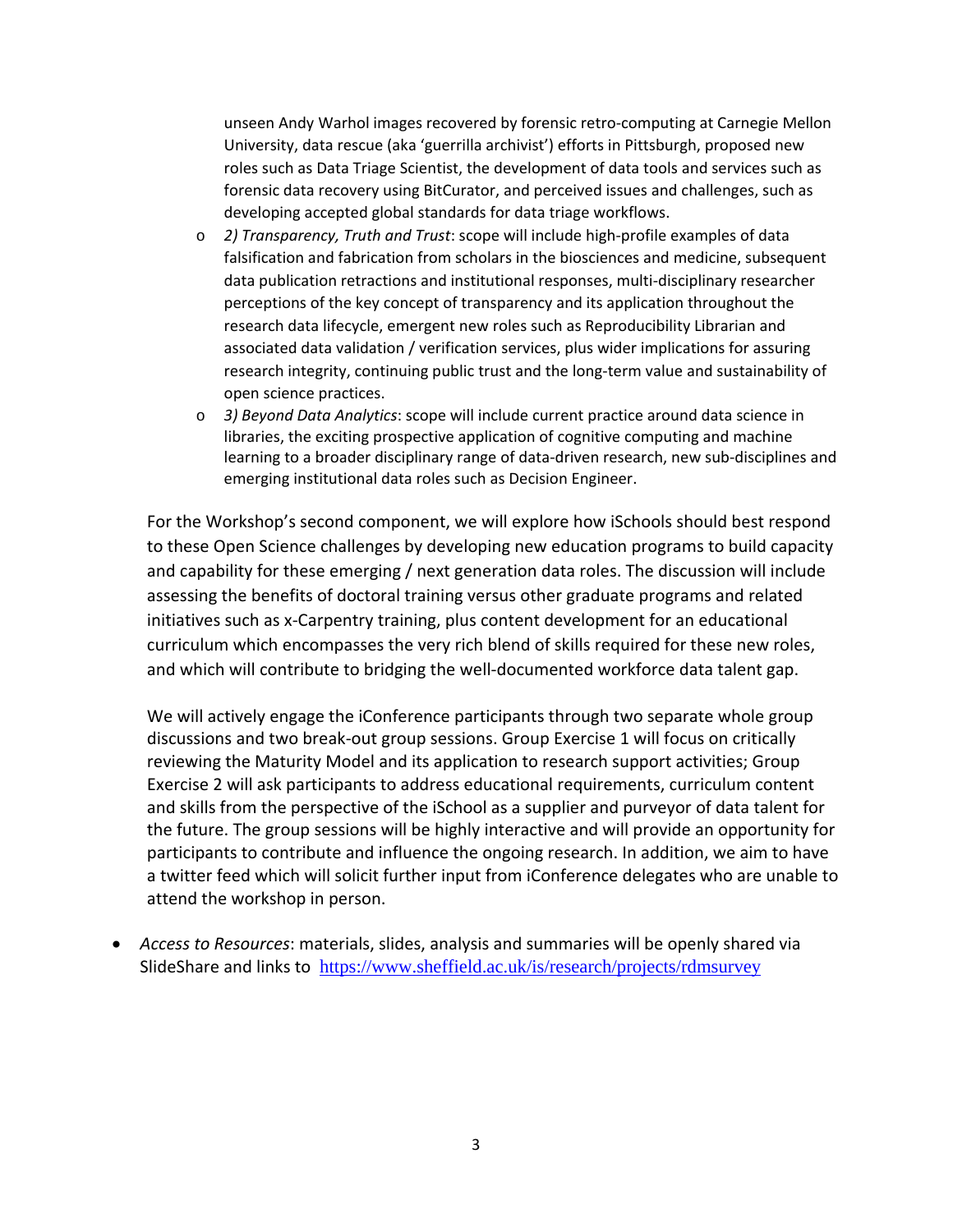unseen Andy Warhol images recovered by forensic retro-computing at Carnegie Mellon University, data rescue (aka 'guerrilla archivist') efforts in Pittsburgh, proposed new roles such as Data Triage Scientist, the development of data tools and services such as forensic data recovery using BitCurator, and perceived issues and challenges, such as developing accepted global standards for data triage workflows.

  - *2) Transparency, Truth and Trust*: scope will include high-profile examples of data falsification and fabrication from scholars in the biosciences and medicine, subsequent data publication retractions and institutional responses, multi-disciplinary researcher perceptions of the key concept of transparency and its application throughout the research data lifecycle, emergent new roles such as Reproducibility Librarian and associated data validation / verification services, plus wider implications for assuring research integrity, continuing public trust and the long-term value and sustainability of open science practices.
  - *3) Beyond Data Analytics*: scope will include current practice around data science in libraries, the exciting prospective application of cognitive computing and machine learning to a broader disciplinary range of data-driven research, new sub-disciplines and emerging institutional data roles such as Decision Engineer.

For the Workshop's second component, we will explore how iSchools should best respond to these Open Science challenges by developing new education programs to build capacity and capability for these emerging / next generation data roles. The discussion will include assessing the benefits of doctoral training versus other graduate programs and related initiatives such as x-Carpentry training, plus content development for an educational curriculum which encompasses the very rich blend of skills required for these new roles, and which will contribute to bridging the well-documented workforce data talent gap.

We will actively engage the iConference participants through two separate whole group discussions and two break-out group sessions. Group Exercise 1 will focus on critically reviewing the Maturity Model and its application to research support activities; Group Exercise 2 will ask participants to address educational requirements, curriculum content and skills from the perspective of the iSchool as a supplier and purveyor of data talent for the future. The group sessions will be highly interactive and will provide an opportunity for participants to contribute and influence the ongoing research. In addition, we aim to have a twitter feed which will solicit further input from iConference delegates who are unable to attend the workshop in person.

- *Access to Resources*: materials, slides, analysis and summaries will be openly shared via SlideShare and links to https://www.sheffield.ac.uk/is/research/projects/rdmsurvey